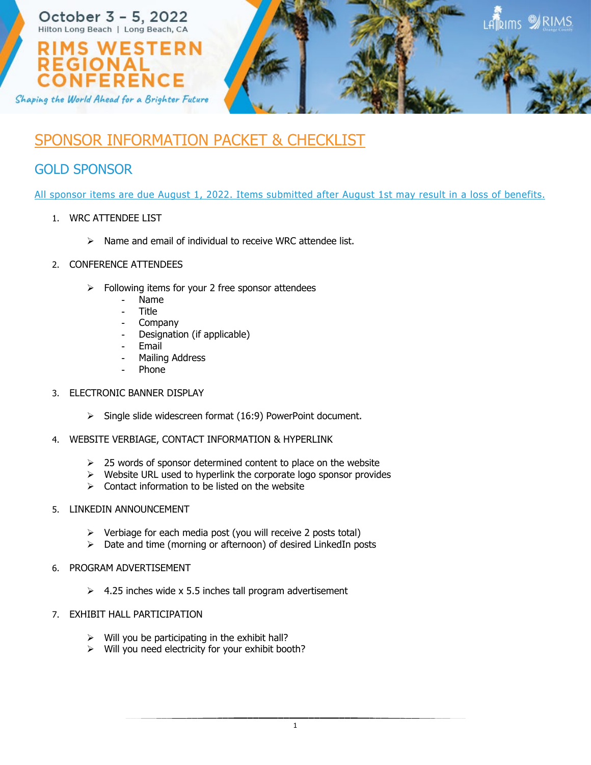October 3 – 5, 2022
Hilton Long Beach | Long Beach, CA

# RIMS WESTERN REGIONAL CONFERENCE

*Shaping the World Ahead for a Brighter Future*

# SPONSOR INFORMATION PACKET & CHECKLIST

## GOLD SPONSOR

All sponsor items are due August 1, 2022. Items submitted after August 1st may result in a loss of benefits.

1. WRC ATTENDEE LIST
   - Name and email of individual to receive WRC attendee list.
2. CONFERENCE ATTENDEES
   - Following items for your 2 free sponsor attendees
     - Name
     - Title
     - Company
     - Designation (if applicable)
     - Email
     - Mailing Address
     - Phone
3. ELECTRONIC BANNER DISPLAY
   - Single slide widescreen format (16:9) PowerPoint document.
4. WEBSITE VERBIAGE, CONTACT INFORMATION & HYPERLINK
   - 25 words of sponsor determined content to place on the website
   - Website URL used to hyperlink the corporate logo sponsor provides
   - Contact information to be listed on the website
5. LINKEDIN ANNOUNCEMENT
   - Verbiage for each media post (you will receive 2 posts total)
   - Date and time (morning or afternoon) of desired LinkedIn posts
6. PROGRAM ADVERTISEMENT
   - 4.25 inches wide x 5.5 inches tall program advertisement
7. EXHIBIT HALL PARTICIPATION
   - Will you be participating in the exhibit hall?
   - Will you need electricity for your exhibit booth?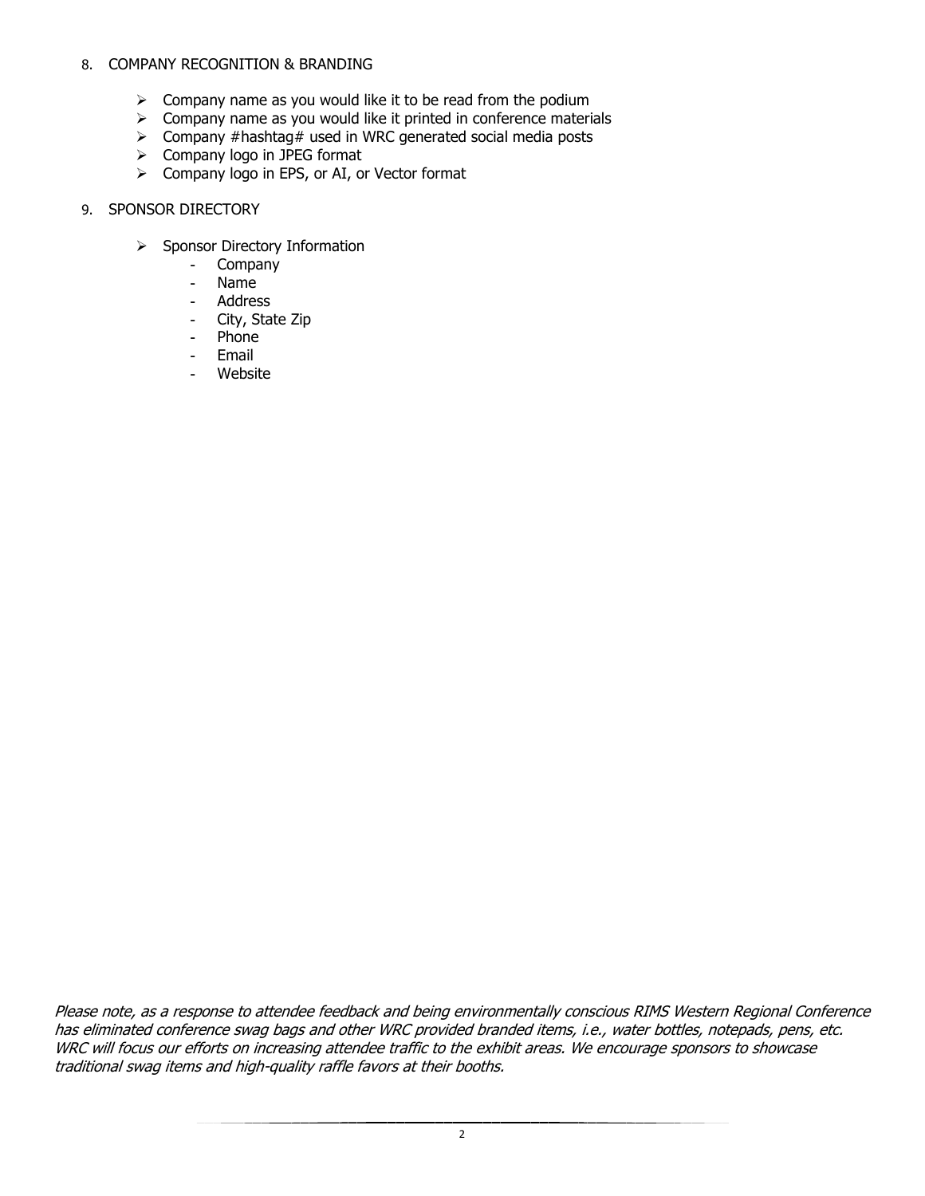8. COMPANY RECOGNITION & BRANDING

    - Company name as you would like it to be read from the podium
    - Company name as you would like it printed in conference materials
    - Company #hashtag# used in WRC generated social media posts
    - Company logo in JPEG format
    - Company logo in EPS, or AI, or Vector format

9. SPONSOR DIRECTORY

    - Sponsor Directory Information
        - Company
        - Name
        - Address
        - City, State Zip
        - Phone
        - Email
        - Website

*Please note, as a response to attendee feedback and being environmentally conscious RIMS Western Regional Conference has eliminated conference swag bags and other WRC provided branded items, i.e., water bottles, notepads, pens, etc. WRC will focus our efforts on increasing attendee traffic to the exhibit areas. We encourage sponsors to showcase traditional swag items and high-quality raffle favors at their booths.*